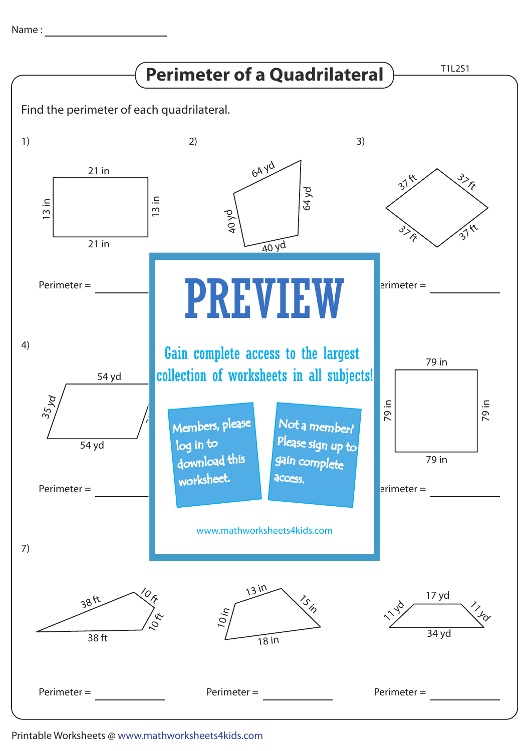Name :

# Perimeter of a Quadrilateral

T1L2S1

Find the perimeter of each quadrilateral.

1)

21 in
13 in
13 in
21 in

Perimeter =

2)

64 yd
40 yd
64 yd
40 yd

3)

37 ft
37 ft
37 ft
37 ft

erimeter =

4)

54 yd
35 yd
54 yd

Perimeter =

79 in
79 in
79 in
79 in

erimeter =

PREVIEW

Gain complete access to the largest collection of worksheets in all subjects!

Members, please log in to download this worksheet.

Not a member? Please sign up to gain complete access.

www.mathworksheets4kids.com

7)

38 ft
10 ft
10 ft
38 ft

Perimeter =

13 in
15 in
10 in
18 in

Perimeter =

17 yd
11 yd
11 yd
34 yd

Perimeter =

Printable Worksheets @ www.mathworksheets4kids.com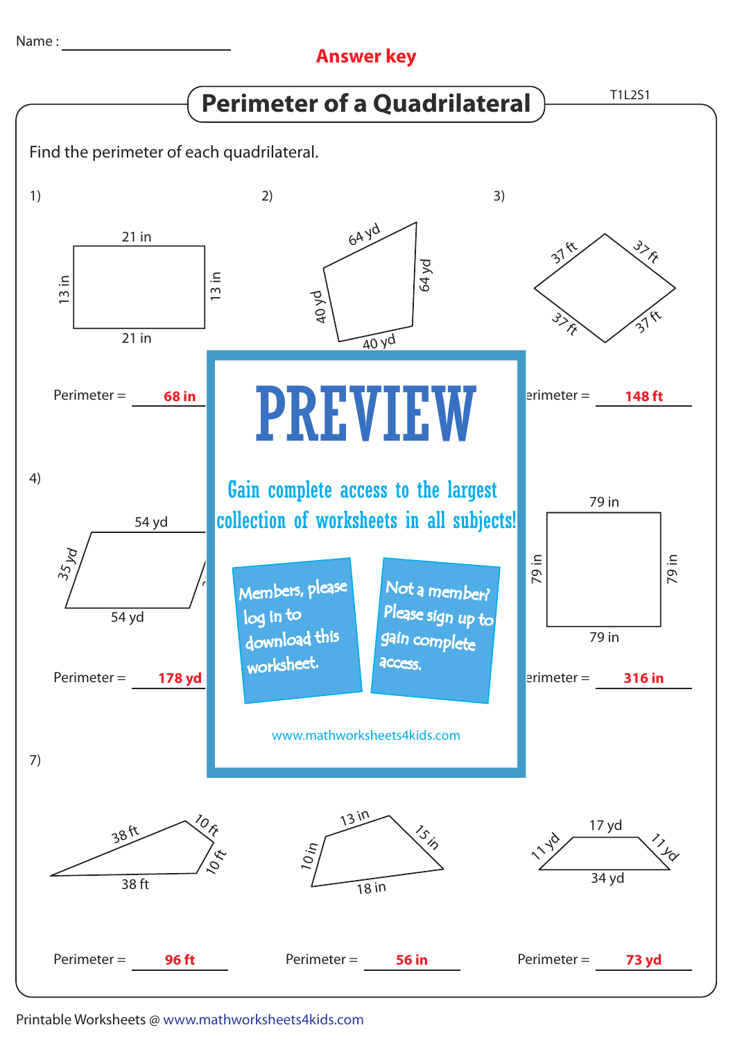Name : ____________________

Answer key

# Perimeter of a Quadrilateral

T1L2S1

Find the perimeter of each quadrilateral.

1)

21 in

13 in

13 in

21 in

Perimeter = **68 in**

2)

64 yd

40 yd

64 yd

40 yd

3)

37 ft

37 ft

37 ft

37 ft

Perimeter = **148 ft**

4)

54 yd

35 yd

54 yd

Perimeter = **178 yd**

79 in

79 in

79 in

79 in

Perimeter = **316 in**

PREVIEW

Gain complete access to the largest collection of worksheets in all subjects!

Members, please log in to download this worksheet.

Not a member? Please sign up to gain complete access.

www.mathworksheets4kids.com

7)

38 ft

10 ft

10 ft

38 ft

Perimeter = **96 ft**

13 in

15 in

10 in

18 in

Perimeter = **56 in**

17 yd

11 yd

11 yd

34 yd

Perimeter = **73 yd**